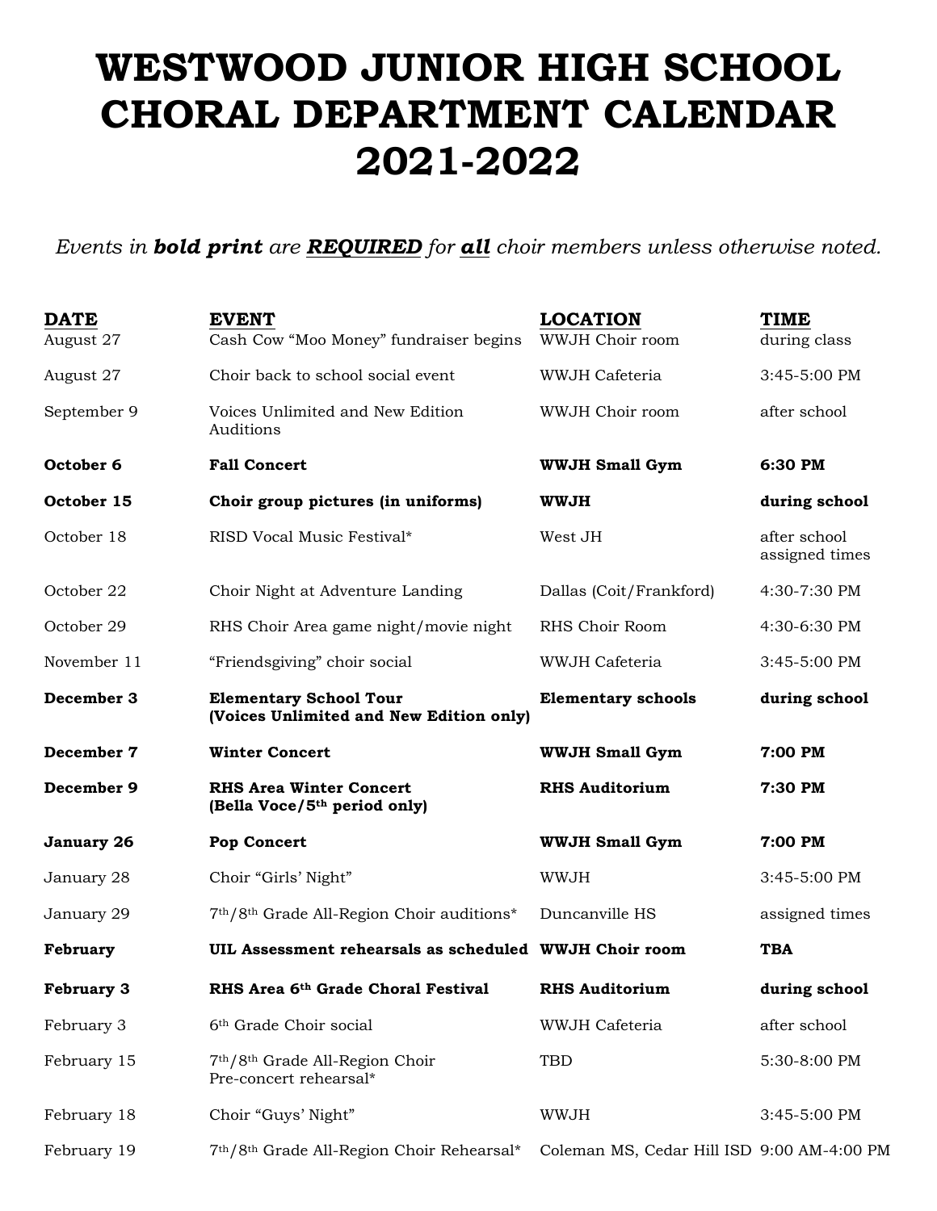# WESTWOOD JUNIOR HIGH SCHOOL CHORAL DEPARTMENT CALENDAR 2021-2022

*Events in **bold print** are **REQUIRED** for **all** choir members unless otherwise noted.*

| DATE | EVENT | LOCATION | TIME |
|---|---|---|---|
| August 27 | Cash Cow "Moo Money" fundraiser begins | WWJH Choir room | during class |
| August 27 | Choir back to school social event | WWJH Cafeteria | 3:45-5:00 PM |
| September 9 | Voices Unlimited and New Edition Auditions | WWJH Choir room | after school |
| **October 6** | **Fall Concert** | **WWJH Small Gym** | **6:30 PM** |
| **October 15** | **Choir group pictures (in uniforms)** | **WWJH** | **during school** |
| October 18 | RISD Vocal Music Festival* | West JH | after school assigned times |
| October 22 | Choir Night at Adventure Landing | Dallas (Coit/Frankford) | 4:30-7:30 PM |
| October 29 | RHS Choir Area game night/movie night | RHS Choir Room | 4:30-6:30 PM |
| November 11 | "Friendsgiving" choir social | WWJH Cafeteria | 3:45-5:00 PM |
| **December 3** | **Elementary School Tour (Voices Unlimited and New Edition only)** | **Elementary schools** | **during school** |
| **December 7** | **Winter Concert** | **WWJH Small Gym** | **7:00 PM** |
| **December 9** | **RHS Area Winter Concert (Bella Voce/5th period only)** | **RHS Auditorium** | **7:30 PM** |
| **January 26** | **Pop Concert** | **WWJH Small Gym** | **7:00 PM** |
| January 28 | Choir "Girls' Night" | WWJH | 3:45-5:00 PM |
| January 29 | 7th/8th Grade All-Region Choir auditions* | Duncanville HS | assigned times |
| **February** | **UIL Assessment rehearsals as scheduled** | **WWJH Choir room** | **TBA** |
| **February 3** | **RHS Area 6th Grade Choral Festival** | **RHS Auditorium** | **during school** |
| February 3 | 6th Grade Choir social | WWJH Cafeteria | after school |
| February 15 | 7th/8th Grade All-Region Choir Pre-concert rehearsal* | TBD | 5:30-8:00 PM |
| February 18 | Choir "Guys' Night" | WWJH | 3:45-5:00 PM |
| February 19 | 7th/8th Grade All-Region Choir Rehearsal* | Coleman MS, Cedar Hill ISD | 9:00 AM-4:00 PM |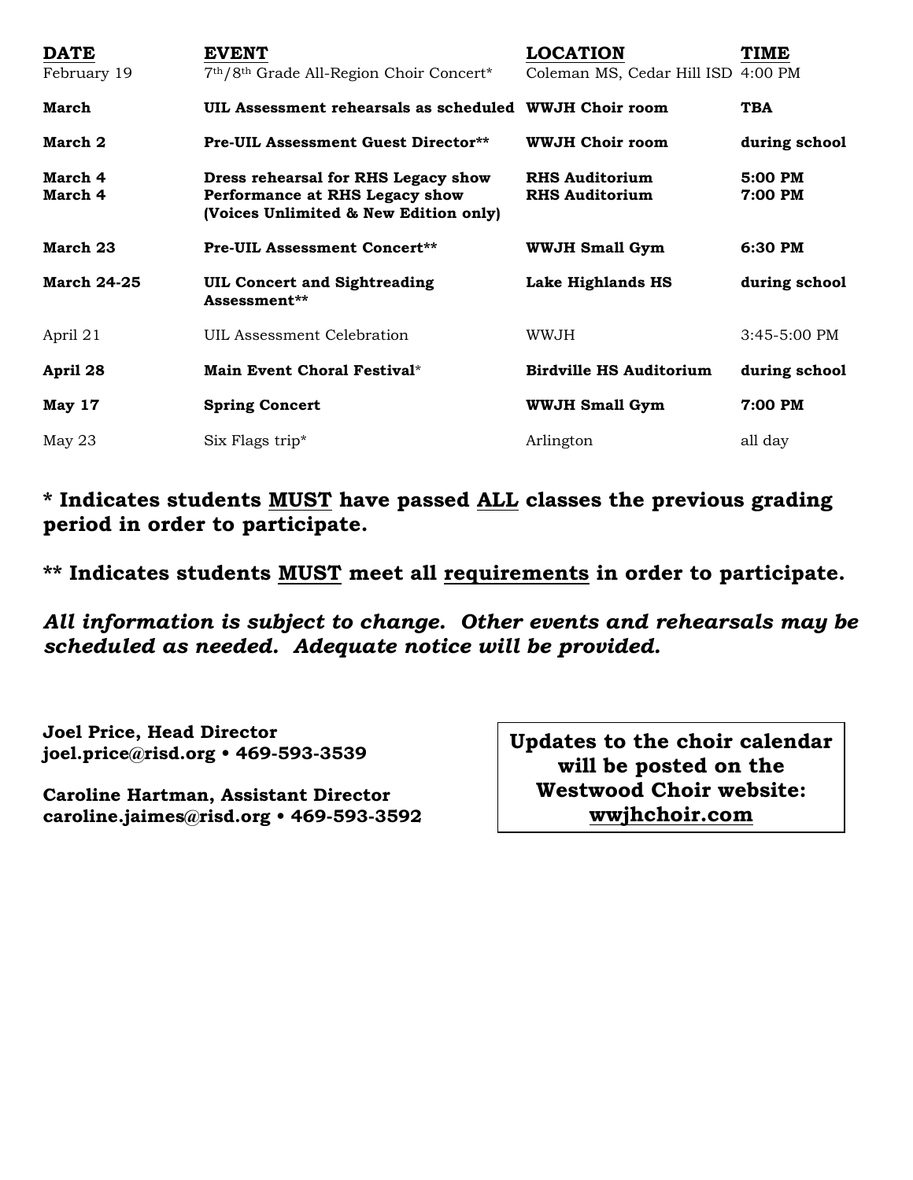| DATE | EVENT | LOCATION | TIME |
|---|---|---|---|
| February 19 | 7th/8th Grade All-Region Choir Concert* | Coleman MS, Cedar Hill ISD | 4:00 PM |
| **March** | **UIL Assessment rehearsals as scheduled** | **WWJH Choir room** | **TBA** |
| **March 2** | **Pre-UIL Assessment Guest Director**** | **WWJH Choir room** | **during school** |
| **March 4** | **Dress rehearsal for RHS Legacy show** | **RHS Auditorium** | **5:00 PM** |
| **March 4** | **Performance at RHS Legacy show (Voices Unlimited & New Edition only)** | **RHS Auditorium** | **7:00 PM** |
| **March 23** | **Pre-UIL Assessment Concert**** | **WWJH Small Gym** | **6:30 PM** |
| **March 24-25** | **UIL Concert and Sightreading Assessment**** | **Lake Highlands HS** | **during school** |
| April 21 | UIL Assessment Celebration | WWJH | 3:45-5:00 PM |
| **April 28** | **Main Event Choral Festival*** | **Birdville HS Auditorium** | **during school** |
| **May 17** | **Spring Concert** | **WWJH Small Gym** | **7:00 PM** |
| May 23 | Six Flags trip* | Arlington | all day |

**\* Indicates students <u>MUST</u> have passed <u>ALL</u> classes the previous grading period in order to participate.**

**\*\* Indicates students <u>MUST</u> meet all <u>requirements</u> in order to participate.**

***All information is subject to change. Other events and rehearsals may be scheduled as needed. Adequate notice will be provided.***

**Joel Price, Head Director**
**joel.price@risd.org • 469-593-3539**

**Caroline Hartman, Assistant Director**
**caroline.jaimes@risd.org • 469-593-3592**

**Updates to the choir calendar will be posted on the Westwood Choir website: <u>wwjhchoir.com</u>**